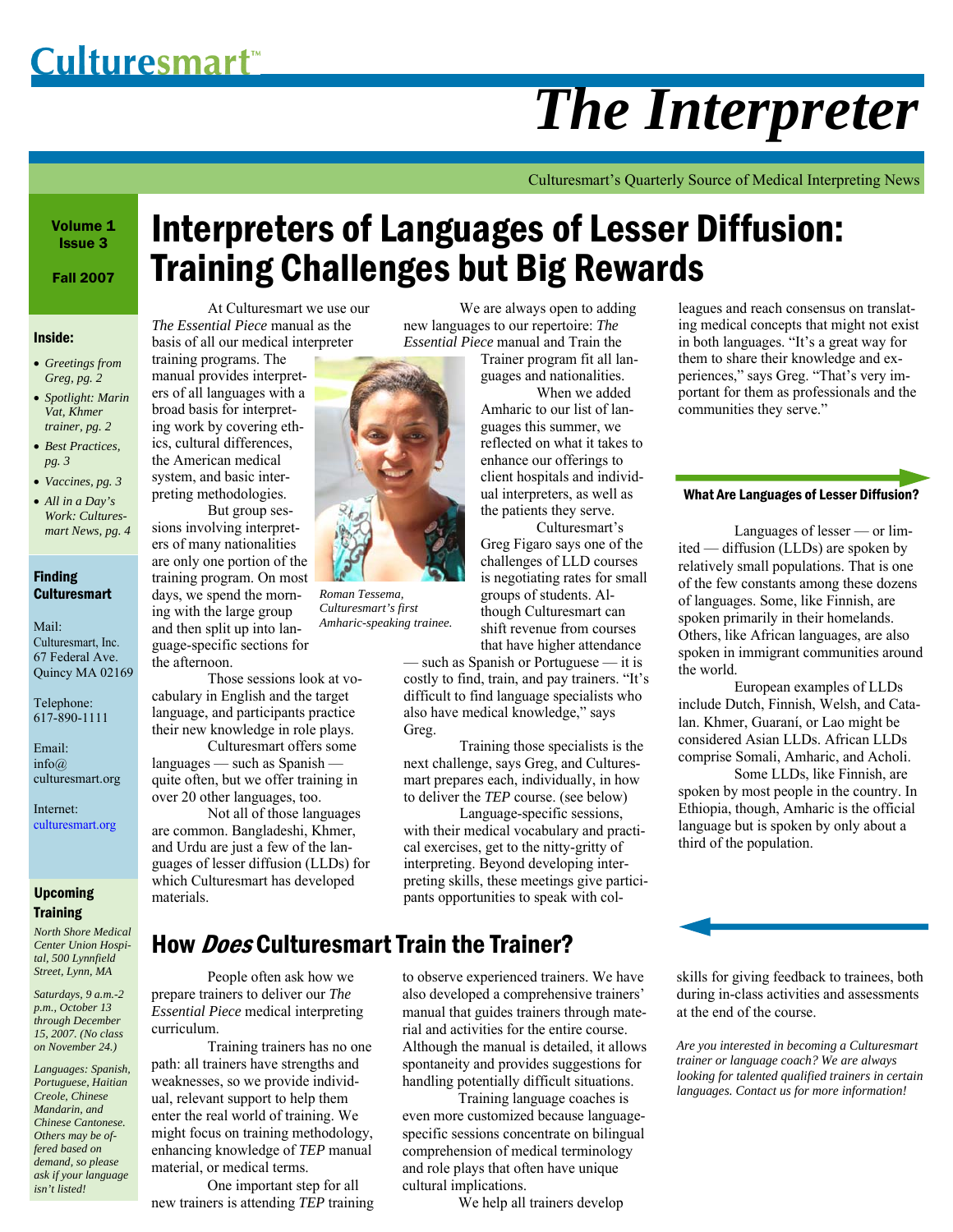# Culturesmart™

# The Interpreter

Culturesmart's Quarterly Source of Medical Interpreting News

**Volume 1 Issue 3**

**Fall 2007**

**Inside:**

- *Greetings from Greg, pg. 2*
- *Spotlight: Marin Vat, Khmer trainer, pg. 2*
- *Best Practices, pg. 3*
- *Vaccines, pg. 3*
- *All in a Day's Work: Culturesmart News, pg. 4*

**Finding Culturesmart**

Mail:
Culturesmart, Inc.
67 Federal Ave.
Quincy MA 02169

Telephone:
617-890-1111

Email:
info@culturesmart.org

Internet:
culturesmart.org

**Upcoming Training**

*North Shore Medical Center Union Hospital, 500 Lynnfield Street, Lynn, MA*

*Saturdays, 9 a.m.-2 p.m., October 13 through December 15, 2007. (No class on November 24.)*

*Languages: Spanish, Portuguese, Haitian Creole, Chinese Mandarin, and Chinese Cantonese. Others may be offered based on demand, so please ask if your language isn't listed!*

## Interpreters of Languages of Lesser Diffusion: Training Challenges but Big Rewards

At Culturesmart we use our *The Essential Piece* manual as the basis of all our medical interpreter training programs. The manual provides interpreters of all languages with a broad basis for interpreting work by covering ethics, cultural differences, the American medical system, and basic interpreting methodologies.

But group sessions involving interpreters of many nationalities are only one portion of the training program. On most days, we spend the morning with the large group and then split up into language-specific sections for the afternoon.

Those sessions look at vocabulary in English and the target language, and participants practice their new knowledge in role plays.

Culturesmart offers some languages — such as Spanish — quite often, but we offer training in over 20 other languages, too.

Not all of those languages are common. Bangladeshi, Khmer, and Urdu are just a few of the languages of lesser diffusion (LLDs) for which Culturesmart has developed materials.

*Roman Tessema, Culturesmart's first Amharic-speaking trainee.*

We are always open to adding new languages to our repertoire: *The Essential Piece* manual and Train the Trainer program fit all languages and nationalities.

When we added Amharic to our list of languages this summer, we reflected on what it takes to enhance our offerings to client hospitals and individual interpreters, as well as the patients they serve.

Culturesmart's Greg Figaro says one of the challenges of LLD courses is negotiating rates for small groups of students. Although Culturesmart can shift revenue from courses that have higher attendance — such as Spanish or Portuguese — it is costly to find, train, and pay trainers. "It's difficult to find language specialists who also have medical knowledge," says Greg.

Training those specialists is the next challenge, says Greg, and Culturesmart prepares each, individually, in how to deliver the *TEP* course. (see below)

Language-specific sessions, with their medical vocabulary and practical exercises, get to the nitty-gritty of interpreting. Beyond developing interpreting skills, these meetings give participants opportunities to speak with colleagues and reach consensus on translating medical concepts that might not exist in both languages. "It's a great way for them to share their knowledge and experiences," says Greg. "That's very important for them as professionals and the communities they serve."

### What Are Languages of Lesser Diffusion?

Languages of lesser — or limited — diffusion (LLDs) are spoken by relatively small populations. That is one of the few constants among these dozens of languages. Some, like Finnish, are spoken primarily in their homelands. Others, like African languages, are also spoken in immigrant communities around the world.

European examples of LLDs include Dutch, Finnish, Welsh, and Catalan. Khmer, Guaraní, or Lao might be considered Asian LLDs. African LLDs comprise Somali, Amharic, and Acholi.

Some LLDs, like Finnish, are spoken by most people in the country. In Ethiopia, though, Amharic is the official language but is spoken by only about a third of the population.

## How *Does* Culturesmart Train the Trainer?

People often ask how we prepare trainers to deliver our *The Essential Piece* medical interpreting curriculum.

Training trainers has no one path: all trainers have strengths and weaknesses, so we provide individual, relevant support to help them enter the real world of training. We might focus on training methodology, enhancing knowledge of *TEP* manual material, or medical terms.

One important step for all new trainers is attending *TEP* training to observe experienced trainers. We have also developed a comprehensive trainers' manual that guides trainers through material and activities for the entire course. Although the manual is detailed, it allows spontaneity and provides suggestions for handling potentially difficult situations.

Training language coaches is even more customized because language-specific sessions concentrate on bilingual comprehension of medical terminology and role plays that often have unique cultural implications.

We help all trainers develop skills for giving feedback to trainees, both during in-class activities and assessments at the end of the course.

*Are you interested in becoming a Culturesmart trainer or language coach? We are always looking for talented qualified trainers in certain languages. Contact us for more information!*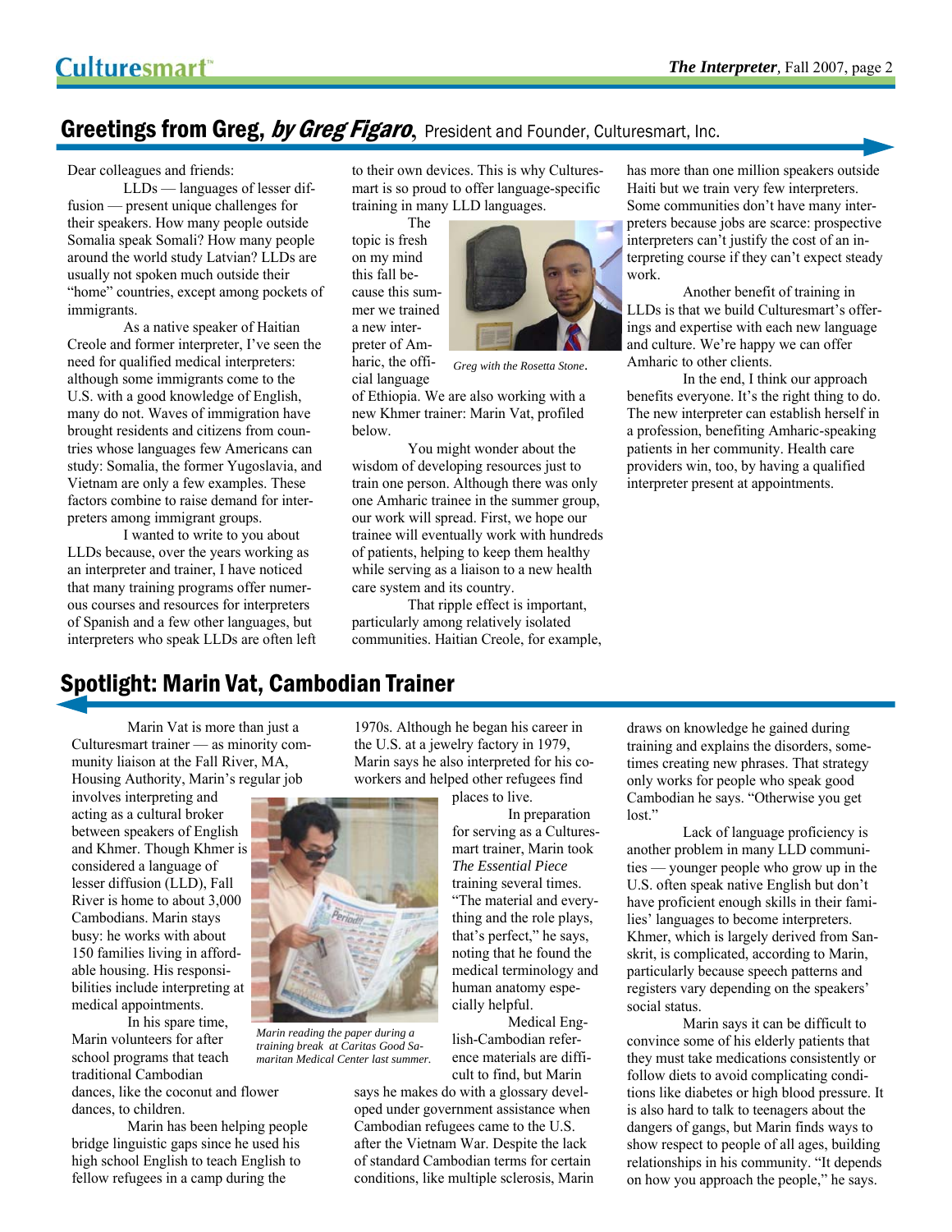## Greetings from Greg, *by Greg Figaro*, President and Founder, Culturesmart, Inc.

Dear colleagues and friends:

LLDs — languages of lesser diffusion — present unique challenges for their speakers. How many people outside Somalia speak Somali? How many people around the world study Latvian? LLDs are usually not spoken much outside their "home" countries, except among pockets of immigrants.

As a native speaker of Haitian Creole and former interpreter, I've seen the need for qualified medical interpreters: although some immigrants come to the U.S. with a good knowledge of English, many do not. Waves of immigration have brought residents and citizens from countries whose languages few Americans can study: Somalia, the former Yugoslavia, and Vietnam are only a few examples. These factors combine to raise demand for interpreters among immigrant groups.

I wanted to write to you about LLDs because, over the years working as an interpreter and trainer, I have noticed that many training programs offer numerous courses and resources for interpreters of Spanish and a few other languages, but interpreters who speak LLDs are often left to their own devices. This is why Culturesmart is so proud to offer language-specific training in many LLD languages.

The topic is fresh on my mind this fall because this summer we trained a new interpreter of Amharic, the official language of Ethiopia. We are also working with a new Khmer trainer: Marin Vat, profiled below.

*Greg with the Rosetta Stone.*

You might wonder about the wisdom of developing resources just to train one person. Although there was only one Amharic trainee in the summer group, our work will spread. First, we hope our trainee will eventually work with hundreds of patients, helping to keep them healthy while serving as a liaison to a new health care system and its country.

That ripple effect is important, particularly among relatively isolated communities. Haitian Creole, for example, has more than one million speakers outside Haiti but we train very few interpreters. Some communities don't have many interpreters because jobs are scarce: prospective interpreters can't justify the cost of an interpreting course if they can't expect steady work.

Another benefit of training in LLDs is that we build Culturesmart's offerings and expertise with each new language and culture. We're happy we can offer Amharic to other clients.

In the end, I think our approach benefits everyone. It's the right thing to do. The new interpreter can establish herself in a profession, benefiting Amharic-speaking patients in her community. Health care providers win, too, by having a qualified interpreter present at appointments.

## Spotlight: Marin Vat, Cambodian Trainer

Marin Vat is more than just a Culturesmart trainer — as minority community liaison at the Fall River, MA, Housing Authority, Marin's regular job involves interpreting and acting as a cultural broker between speakers of English and Khmer. Though Khmer is considered a language of lesser diffusion (LLD), Fall River is home to about 3,000 Cambodians. Marin stays busy: he works with about 150 families living in affordable housing. His responsibilities include interpreting at medical appointments.

In his spare time, Marin volunteers for after school programs that teach traditional Cambodian dances, like the coconut and flower dances, to children.

*Marin reading the paper during a training break at Caritas Good Samaritan Medical Center last summer.*

Marin has been helping people bridge linguistic gaps since he used his high school English to teach English to fellow refugees in a camp during the 1970s. Although he began his career in the U.S. at a jewelry factory in 1979, Marin says he also interpreted for his coworkers and helped other refugees find places to live.

In preparation for serving as a Culturesmart trainer, Marin took *The Essential Piece* training several times. "The material and everything and the role plays, that's perfect," he says, noting that he found the medical terminology and human anatomy especially helpful.

Medical English-Cambodian reference materials are difficult to find, but Marin says he makes do with a glossary developed under government assistance when Cambodian refugees came to the U.S. after the Vietnam War. Despite the lack of standard Cambodian terms for certain conditions, like multiple sclerosis, Marin draws on knowledge he gained during training and explains the disorders, sometimes creating new phrases. That strategy only works for people who speak good Cambodian he says. "Otherwise you get lost."

Lack of language proficiency is another problem in many LLD communities — younger people who grow up in the U.S. often speak native English but don't have proficient enough skills in their families' languages to become interpreters. Khmer, which is largely derived from Sanskrit, is complicated, according to Marin, particularly because speech patterns and registers vary depending on the speakers' social status.

Marin says it can be difficult to convince some of his elderly patients that they must take medications consistently or follow diets to avoid complicating conditions like diabetes or high blood pressure. It is also hard to talk to teenagers about the dangers of gangs, but Marin finds ways to show respect to people of all ages, building relationships in his community. "It depends on how you approach the people," he says.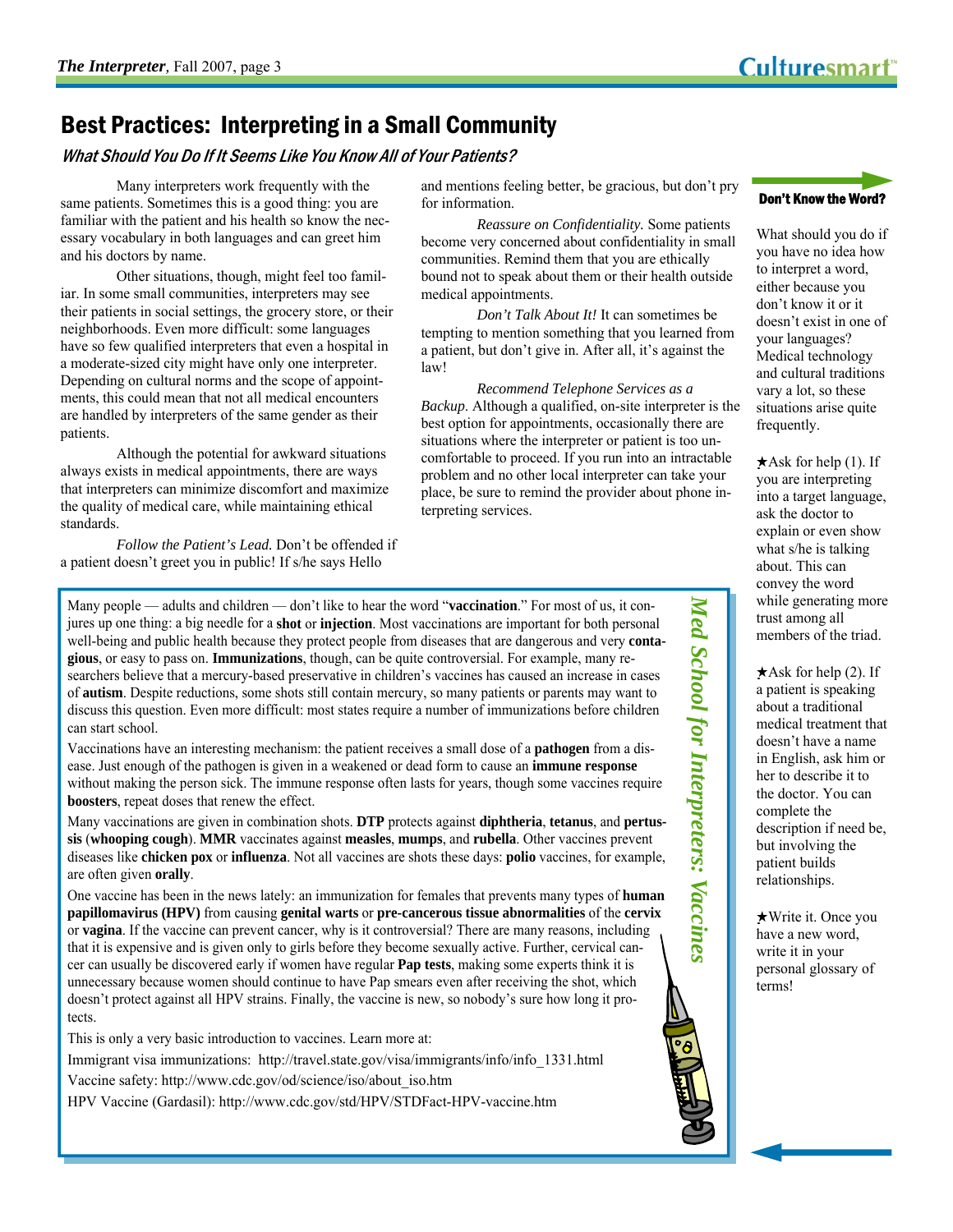# Best Practices: Interpreting in a Small Community

### *What Should You Do If It Seems Like You Know All of Your Patients?*

Many interpreters work frequently with the same patients. Sometimes this is a good thing: you are familiar with the patient and his health so know the necessary vocabulary in both languages and can greet him and his doctors by name.

Other situations, though, might feel too familiar. In some small communities, interpreters may see their patients in social settings, the grocery store, or their neighborhoods. Even more difficult: some languages have so few qualified interpreters that even a hospital in a moderate-sized city might have only one interpreter. Depending on cultural norms and the scope of appointments, this could mean that not all medical encounters are handled by interpreters of the same gender as their patients.

Although the potential for awkward situations always exists in medical appointments, there are ways that interpreters can minimize discomfort and maximize the quality of medical care, while maintaining ethical standards.

*Follow the Patient's Lead.* Don't be offended if a patient doesn't greet you in public! If s/he says Hello and mentions feeling better, be gracious, but don't pry for information.

*Reassure on Confidentiality.* Some patients become very concerned about confidentiality in small communities. Remind them that you are ethically bound not to speak about them or their health outside medical appointments.

*Don't Talk About It!* It can sometimes be tempting to mention something that you learned from a patient, but don't give in. After all, it's against the law!

*Recommend Telephone Services as a Backup*. Although a qualified, on-site interpreter is the best option for appointments, occasionally there are situations where the interpreter or patient is too uncomfortable to proceed. If you run into an intractable problem and no other local interpreter can take your place, be sure to remind the provider about phone interpreting services.

## *Med School for Interpreters: Vaccines*

Many people — adults and children — don't like to hear the word "**vaccination**." For most of us, it conjures up one thing: a big needle for a **shot** or **injection**. Most vaccinations are important for both personal well-being and public health because they protect people from diseases that are dangerous and very **contagious**, or easy to pass on. **Immunizations**, though, can be quite controversial. For example, many researchers believe that a mercury-based preservative in children's vaccines has caused an increase in cases of **autism**. Despite reductions, some shots still contain mercury, so many patients or parents may want to discuss this question. Even more difficult: most states require a number of immunizations before children can start school.

Vaccinations have an interesting mechanism: the patient receives a small dose of a **pathogen** from a disease. Just enough of the pathogen is given in a weakened or dead form to cause an **immune response** without making the person sick. The immune response often lasts for years, though some vaccines require **boosters**, repeat doses that renew the effect.

Many vaccinations are given in combination shots. **DTP** protects against **diphtheria**, **tetanus**, and **pertussis** (**whooping cough**). **MMR** vaccinates against **measles**, **mumps**, and **rubella**. Other vaccines prevent diseases like **chicken pox** or **influenza**. Not all vaccines are shots these days: **polio** vaccines, for example, are often given **orally**.

One vaccine has been in the news lately: an immunization for females that prevents many types of **human papillomavirus (HPV)** from causing **genital warts** or **pre-cancerous tissue abnormalities** of the **cervix** or **vagina**. If the vaccine can prevent cancer, why is it controversial? There are many reasons, including that it is expensive and is given only to girls before they become sexually active. Further, cervical cancer can usually be discovered early if women have regular **Pap tests**, making some experts think it is unnecessary because women should continue to have Pap smears even after receiving the shot, which doesn't protect against all HPV strains. Finally, the vaccine is new, so nobody's sure how long it protects.

This is only a very basic introduction to vaccines. Learn more at:

Immigrant visa immunizations: http://travel.state.gov/visa/immigrants/info/info_1331.html

Vaccine safety: http://www.cdc.gov/od/science/iso/about_iso.htm

HPV Vaccine (Gardasil): http://www.cdc.gov/std/HPV/STDFact-HPV-vaccine.htm

### Don't Know the Word?

What should you do if you have no idea how to interpret a word, either because you don't know it or it doesn't exist in one of your languages? Medical technology and cultural traditions vary a lot, so these situations arise quite frequently.

★Ask for help (1). If you are interpreting into a target language, ask the doctor to explain or even show what s/he is talking about. This can convey the word while generating more trust among all members of the triad.

★Ask for help (2). If a patient is speaking about a traditional medical treatment that doesn't have a name in English, ask him or her to describe it to the doctor. You can complete the description if need be, but involving the patient builds relationships.

★Write it. Once you have a new word, write it in your personal glossary of terms!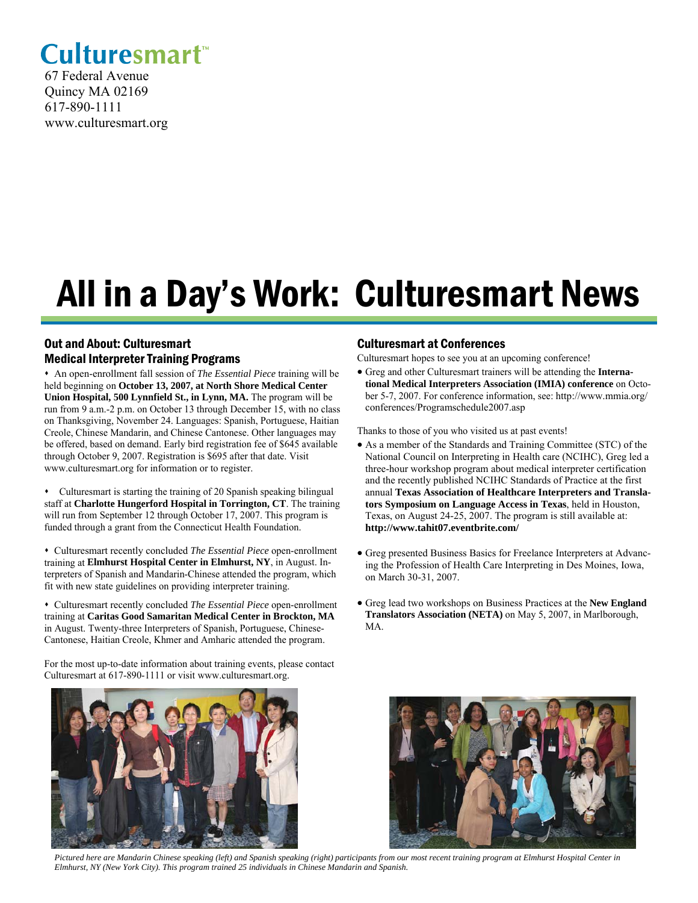# Culturesmart™

67 Federal Avenue
Quincy MA 02169
617-890-1111
www.culturesmart.org

# All in a Day's Work: Culturesmart News

## Out and About: Culturesmart Medical Interpreter Training Programs

- An open-enrollment fall session of *The Essential Piece* training will be held beginning on **October 13, 2007, at North Shore Medical Center Union Hospital, 500 Lynnfield St., in Lynn, MA.** The program will be run from 9 a.m.-2 p.m. on October 13 through December 15, with no class on Thanksgiving, November 24. Languages: Spanish, Portuguese, Haitian Creole, Chinese Mandarin, and Chinese Cantonese. Other languages may be offered, based on demand. Early bird registration fee of $645 available through October 9, 2007. Registration is $695 after that date. Visit www.culturesmart.org for information or to register.

- Culturesmart is starting the training of 20 Spanish speaking bilingual staff at **Charlotte Hungerford Hospital in Torrington, CT**. The training will run from September 12 through October 17, 2007. This program is funded through a grant from the Connecticut Health Foundation.

- Culturesmart recently concluded *The Essential Piece* open-enrollment training at **Elmhurst Hospital Center in Elmhurst, NY**, in August. Interpreters of Spanish and Mandarin-Chinese attended the program, which fit with new state guidelines on providing interpreter training.

- Culturesmart recently concluded *The Essential Piece* open-enrollment training at **Caritas Good Samaritan Medical Center in Brockton, MA** in August. Twenty-three Interpreters of Spanish, Portuguese, Chinese-Cantonese, Haitian Creole, Khmer and Amharic attended the program.

For the most up-to-date information about training events, please contact Culturesmart at 617-890-1111 or visit www.culturesmart.org.

## Culturesmart at Conferences

Culturesmart hopes to see you at an upcoming conference!

- Greg and other Culturesmart trainers will be attending the **International Medical Interpreters Association (IMIA) conference** on October 5-7, 2007. For conference information, see: http://www.mmia.org/conferences/Programschedule2007.asp

Thanks to those of you who visited us at past events!

- As a member of the Standards and Training Committee (STC) of the National Council on Interpreting in Health care (NCIHC), Greg led a three-hour workshop program about medical interpreter certification and the recently published NCIHC Standards of Practice at the first annual **Texas Association of Healthcare Interpreters and Translators Symposium on Language Access in Texas**, held in Houston, Texas, on August 24-25, 2007. The program is still available at: **http://www.tahit07.eventbrite.com/**

- Greg presented Business Basics for Freelance Interpreters at Advancing the Profession of Health Care Interpreting in Des Moines, Iowa, on March 30-31, 2007.

- Greg lead two workshops on Business Practices at the **New England Translators Association (NETA)** on May 5, 2007, in Marlborough, MA.

*Pictured here are Mandarin Chinese speaking (left) and Spanish speaking (right) participants from our most recent training program at Elmhurst Hospital Center in Elmhurst, NY (New York City). This program trained 25 individuals in Chinese Mandarin and Spanish.*